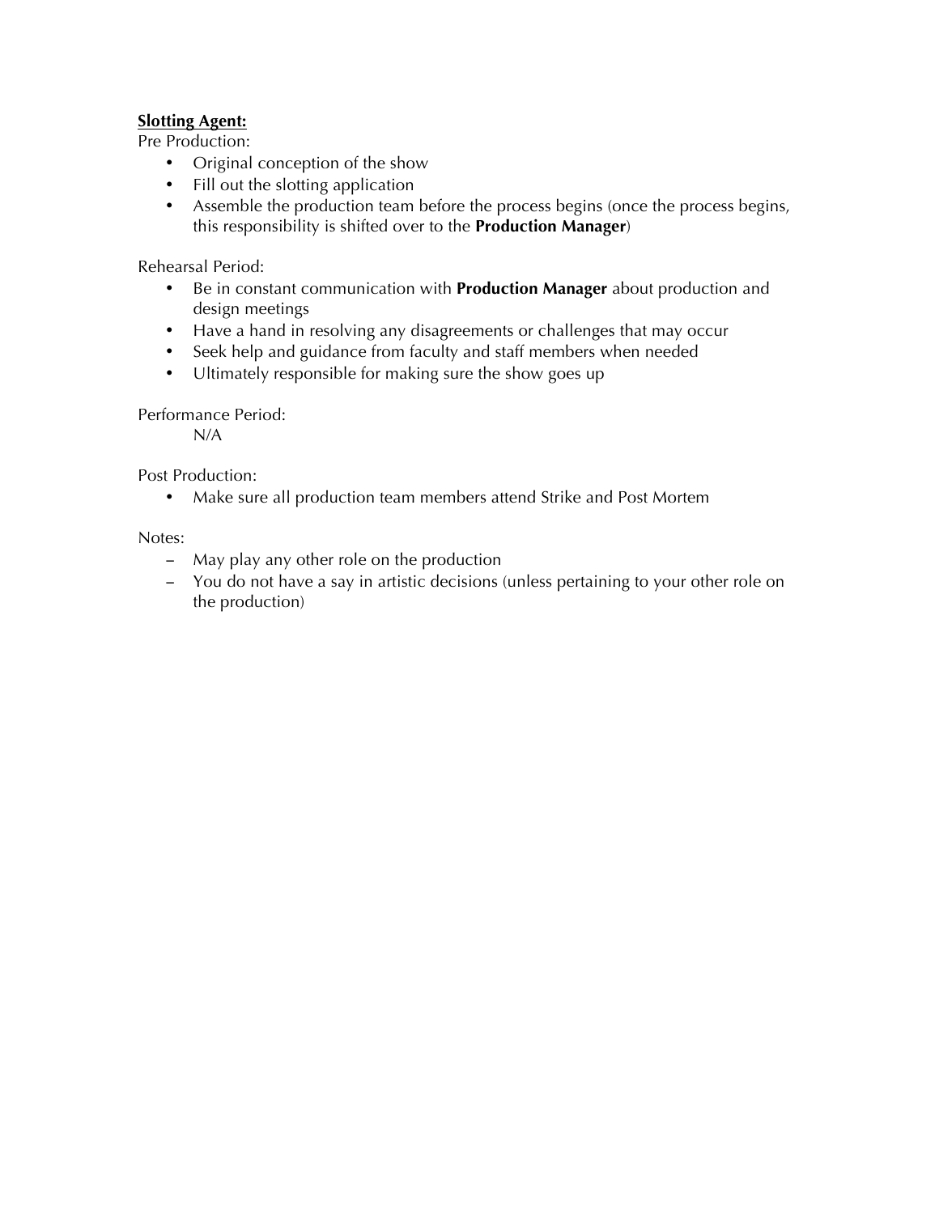**<u>Slotting Agent:</u>**

Pre Production:

- Original conception of the show
- Fill out the slotting application
- Assemble the production team before the process begins (once the process begins, this responsibility is shifted over to the **Production Manager**)

Rehearsal Period:

- Be in constant communication with **Production Manager** about production and design meetings
- Have a hand in resolving any disagreements or challenges that may occur
- Seek help and guidance from faculty and staff members when needed
- Ultimately responsible for making sure the show goes up

Performance Period:

N/A

Post Production:

- Make sure all production team members attend Strike and Post Mortem

Notes:

- May play any other role on the production
- You do not have a say in artistic decisions (unless pertaining to your other role on the production)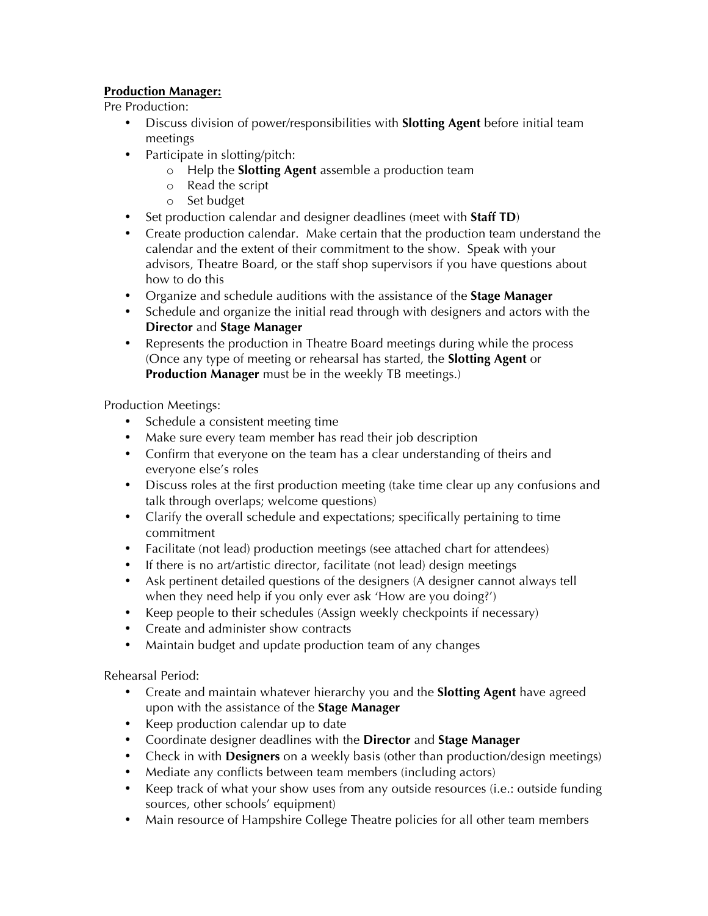**Production Manager:**

Pre Production:

- Discuss division of power/responsibilities with **Slotting Agent** before initial team meetings
- Participate in slotting/pitch:
  - Help the **Slotting Agent** assemble a production team
  - Read the script
  - Set budget
- Set production calendar and designer deadlines (meet with **Staff TD**)
- Create production calendar. Make certain that the production team understand the calendar and the extent of their commitment to the show. Speak with your advisors, Theatre Board, or the staff shop supervisors if you have questions about how to do this
- Organize and schedule auditions with the assistance of the **Stage Manager**
- Schedule and organize the initial read through with designers and actors with the **Director** and **Stage Manager**
- Represents the production in Theatre Board meetings during while the process (Once any type of meeting or rehearsal has started, the **Slotting Agent** or **Production Manager** must be in the weekly TB meetings.)

Production Meetings:

- Schedule a consistent meeting time
- Make sure every team member has read their job description
- Confirm that everyone on the team has a clear understanding of theirs and everyone else's roles
- Discuss roles at the first production meeting (take time clear up any confusions and talk through overlaps; welcome questions)
- Clarify the overall schedule and expectations; specifically pertaining to time commitment
- Facilitate (not lead) production meetings (see attached chart for attendees)
- If there is no art/artistic director, facilitate (not lead) design meetings
- Ask pertinent detailed questions of the designers (A designer cannot always tell when they need help if you only ever ask 'How are you doing?')
- Keep people to their schedules (Assign weekly checkpoints if necessary)
- Create and administer show contracts
- Maintain budget and update production team of any changes

Rehearsal Period:

- Create and maintain whatever hierarchy you and the **Slotting Agent** have agreed upon with the assistance of the **Stage Manager**
- Keep production calendar up to date
- Coordinate designer deadlines with the **Director** and **Stage Manager**
- Check in with **Designers** on a weekly basis (other than production/design meetings)
- Mediate any conflicts between team members (including actors)
- Keep track of what your show uses from any outside resources (i.e.: outside funding sources, other schools' equipment)
- Main resource of Hampshire College Theatre policies for all other team members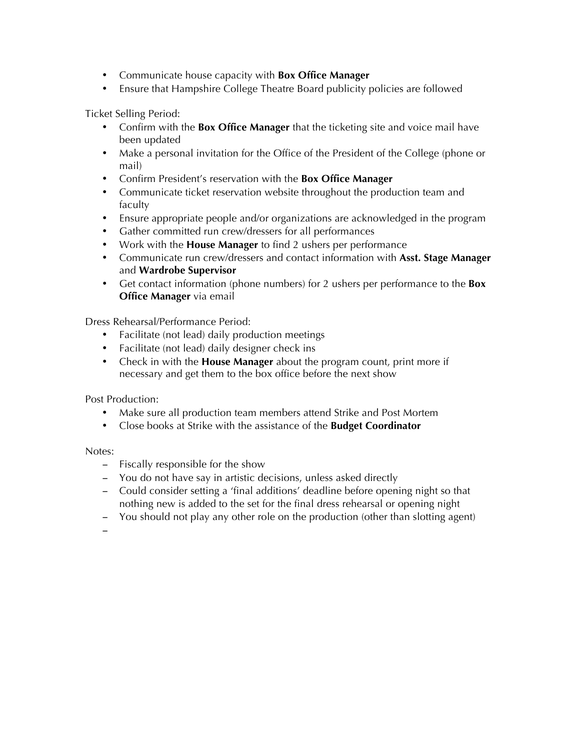- Communicate house capacity with **Box Office Manager**
- Ensure that Hampshire College Theatre Board publicity policies are followed

Ticket Selling Period:

- Confirm with the **Box Office Manager** that the ticketing site and voice mail have been updated
- Make a personal invitation for the Office of the President of the College (phone or mail)
- Confirm President's reservation with the **Box Office Manager**
- Communicate ticket reservation website throughout the production team and faculty
- Ensure appropriate people and/or organizations are acknowledged in the program
- Gather committed run crew/dressers for all performances
- Work with the **House Manager** to find 2 ushers per performance
- Communicate run crew/dressers and contact information with **Asst. Stage Manager** and **Wardrobe Supervisor**
- Get contact information (phone numbers) for 2 ushers per performance to the **Box Office Manager** via email

Dress Rehearsal/Performance Period:

- Facilitate (not lead) daily production meetings
- Facilitate (not lead) daily designer check ins
- Check in with the **House Manager** about the program count, print more if necessary and get them to the box office before the next show

Post Production:

- Make sure all production team members attend Strike and Post Mortem
- Close books at Strike with the assistance of the **Budget Coordinator**

Notes:

- Fiscally responsible for the show
- You do not have say in artistic decisions, unless asked directly
- Could consider setting a 'final additions' deadline before opening night so that nothing new is added to the set for the final dress rehearsal or opening night
- You should not play any other role on the production (other than slotting agent)
-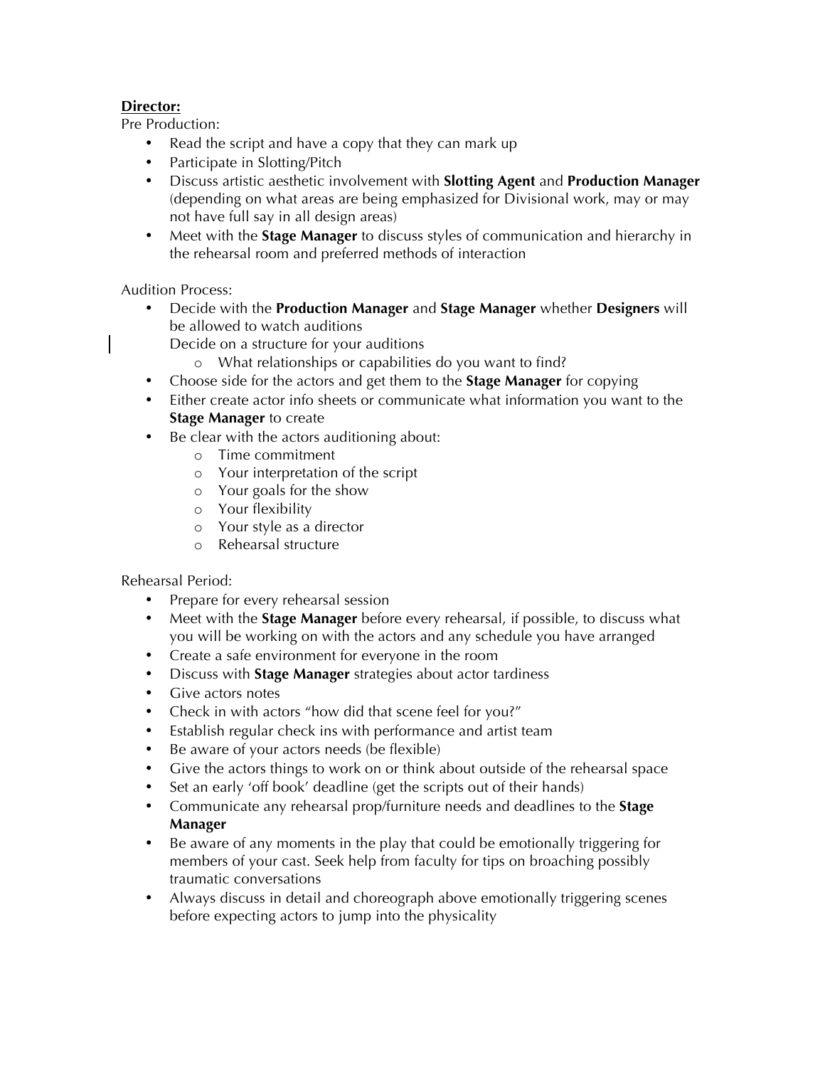**Director:**

Pre Production:

- Read the script and have a copy that they can mark up
- Participate in Slotting/Pitch
- Discuss artistic aesthetic involvement with **Slotting Agent** and **Production Manager** (depending on what areas are being emphasized for Divisional work, may or may not have full say in all design areas)
- Meet with the **Stage Manager** to discuss styles of communication and hierarchy in the rehearsal room and preferred methods of interaction

Audition Process:

- Decide with the **Production Manager** and **Stage Manager** whether **Designers** will be allowed to watch auditions

  Decide on a structure for your auditions
    - What relationships or capabilities do you want to find?
- Choose side for the actors and get them to the **Stage Manager** for copying
- Either create actor info sheets or communicate what information you want to the **Stage Manager** to create
- Be clear with the actors auditioning about:
    - Time commitment
    - Your interpretation of the script
    - Your goals for the show
    - Your flexibility
    - Your style as a director
    - Rehearsal structure

Rehearsal Period:

- Prepare for every rehearsal session
- Meet with the **Stage Manager** before every rehearsal, if possible, to discuss what you will be working on with the actors and any schedule you have arranged
- Create a safe environment for everyone in the room
- Discuss with **Stage Manager** strategies about actor tardiness
- Give actors notes
- Check in with actors "how did that scene feel for you?"
- Establish regular check ins with performance and artist team
- Be aware of your actors needs (be flexible)
- Give the actors things to work on or think about outside of the rehearsal space
- Set an early 'off book' deadline (get the scripts out of their hands)
- Communicate any rehearsal prop/furniture needs and deadlines to the **Stage Manager**
- Be aware of any moments in the play that could be emotionally triggering for members of your cast. Seek help from faculty for tips on broaching possibly traumatic conversations
- Always discuss in detail and choreograph above emotionally triggering scenes before expecting actors to jump into the physicality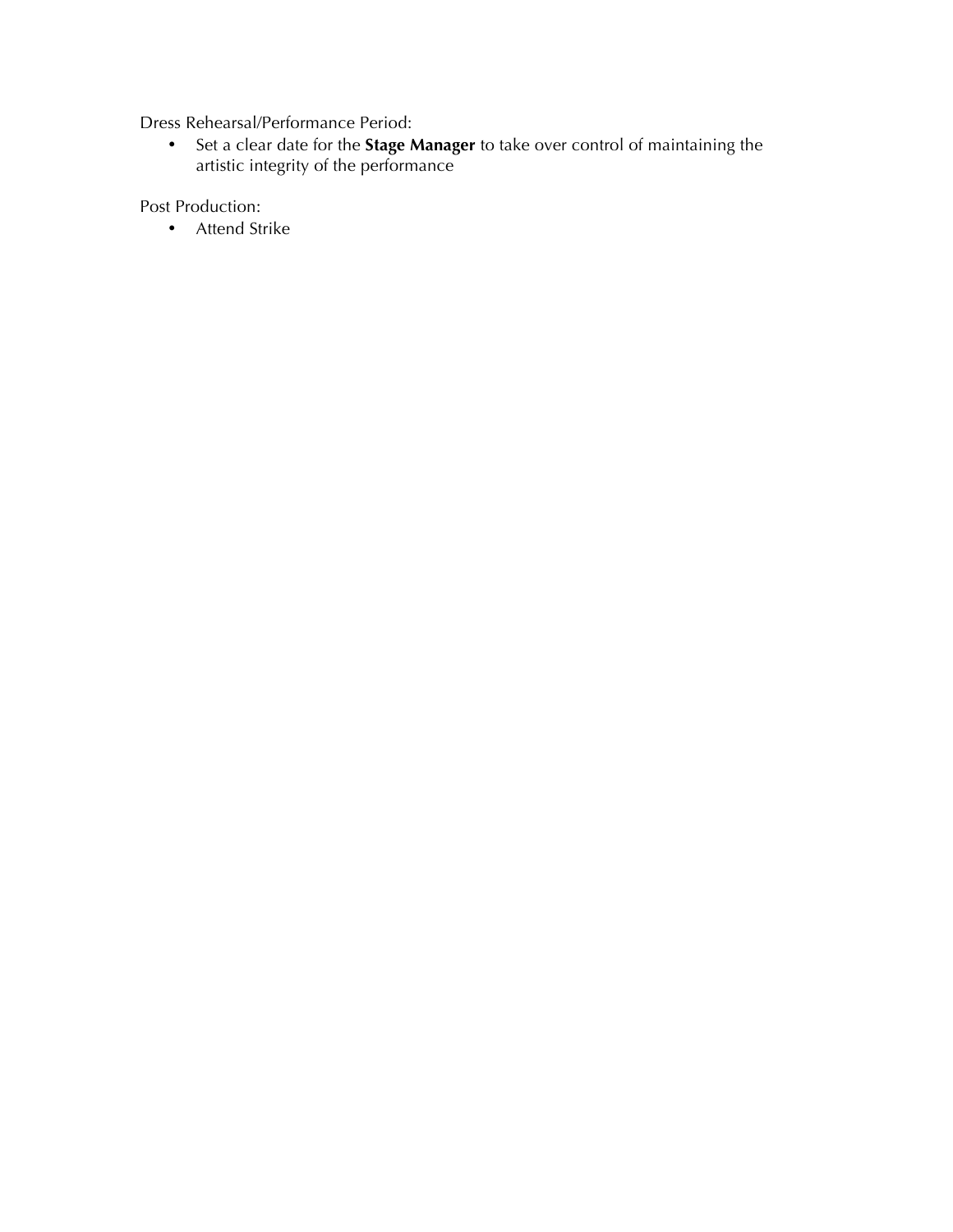Dress Rehearsal/Performance Period:

- Set a clear date for the **Stage Manager** to take over control of maintaining the artistic integrity of the performance

Post Production:

- Attend Strike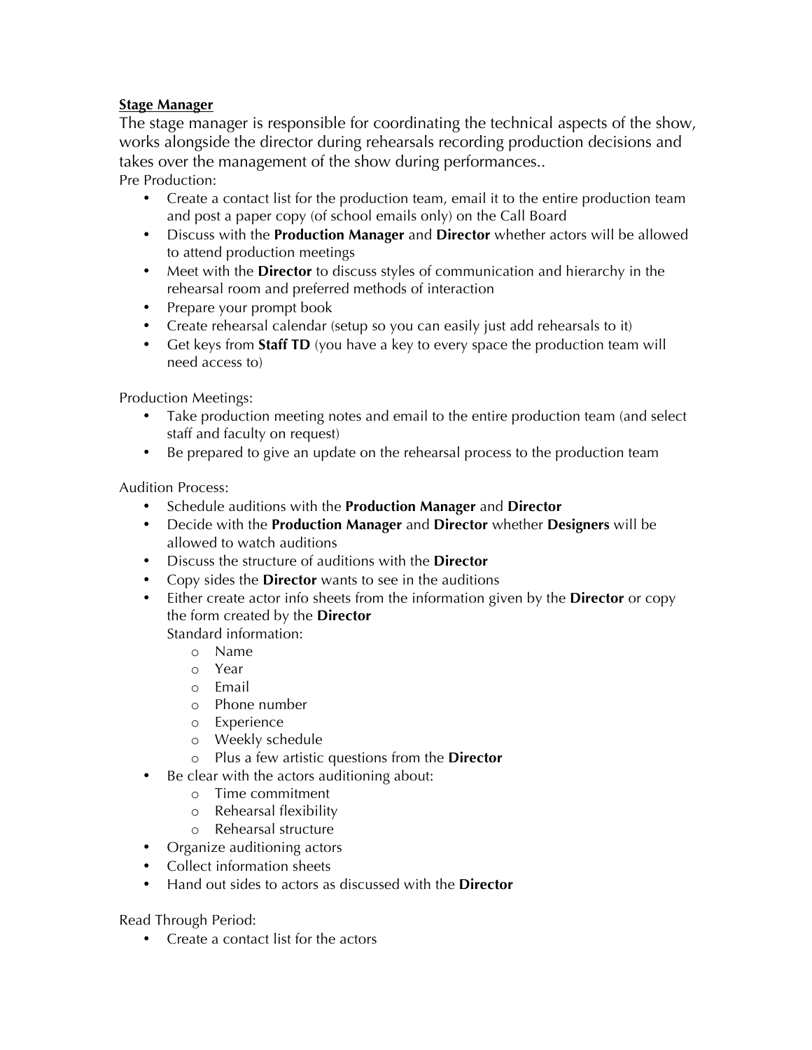**<u>Stage Manager</u>**

The stage manager is responsible for coordinating the technical aspects of the show, works alongside the director during rehearsals recording production decisions and takes over the management of the show during performances..

Pre Production:

- Create a contact list for the production team, email it to the entire production team and post a paper copy (of school emails only) on the Call Board
- Discuss with the **Production Manager** and **Director** whether actors will be allowed to attend production meetings
- Meet with the **Director** to discuss styles of communication and hierarchy in the rehearsal room and preferred methods of interaction
- Prepare your prompt book
- Create rehearsal calendar (setup so you can easily just add rehearsals to it)
- Get keys from **Staff TD** (you have a key to every space the production team will need access to)

Production Meetings:

- Take production meeting notes and email to the entire production team (and select staff and faculty on request)
- Be prepared to give an update on the rehearsal process to the production team

Audition Process:

- Schedule auditions with the **Production Manager** and **Director**
- Decide with the **Production Manager** and **Director** whether **Designers** will be allowed to watch auditions
- Discuss the structure of auditions with the **Director**
- Copy sides the **Director** wants to see in the auditions
- Either create actor info sheets from the information given by the **Director** or copy the form created by the **Director**

  Standard information:
  - Name
  - Year
  - Email
  - Phone number
  - Experience
  - Weekly schedule
  - Plus a few artistic questions from the **Director**
- Be clear with the actors auditioning about:
  - Time commitment
  - Rehearsal flexibility
  - Rehearsal structure
- Organize auditioning actors
- Collect information sheets
- Hand out sides to actors as discussed with the **Director**

Read Through Period:

- Create a contact list for the actors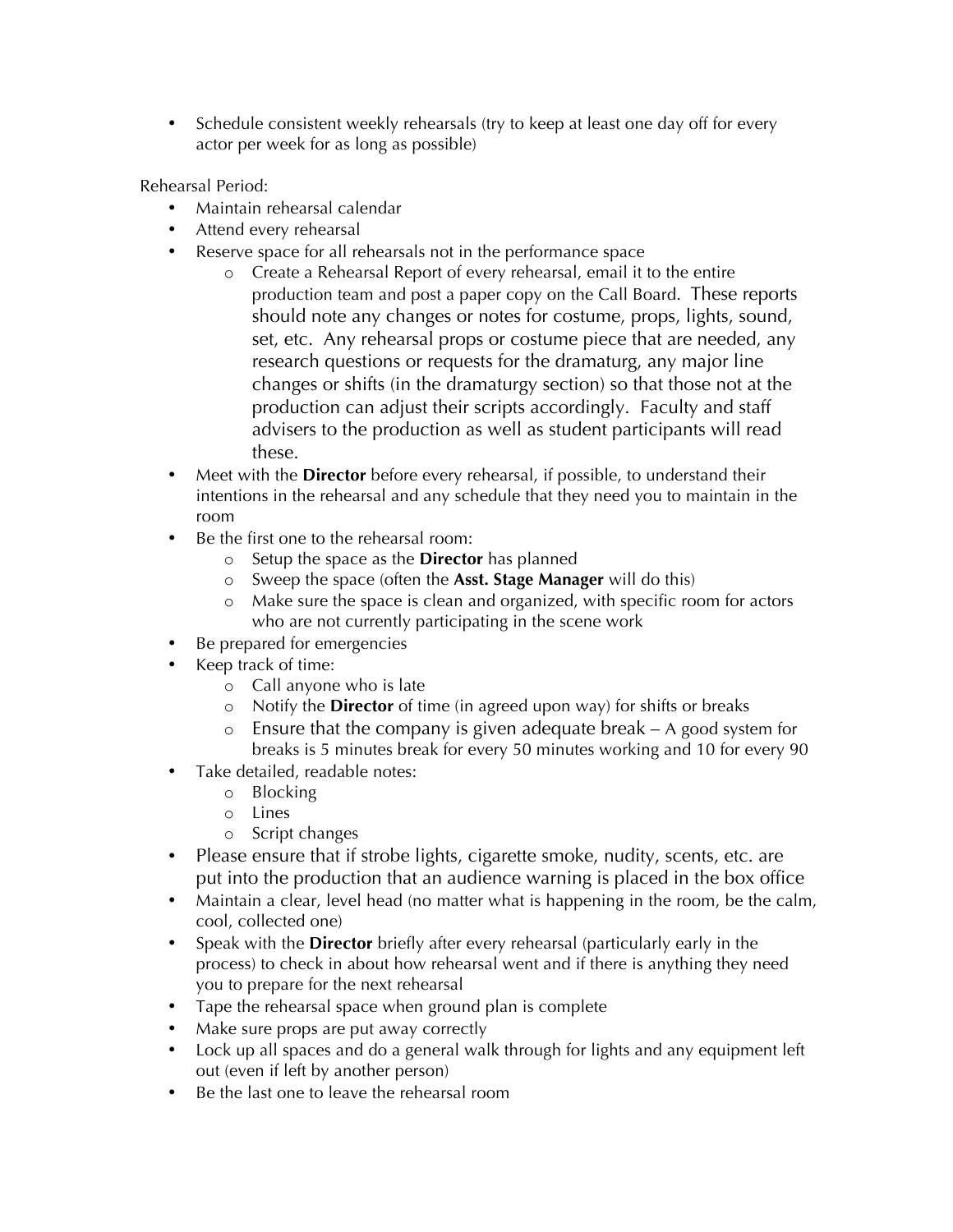- Schedule consistent weekly rehearsals (try to keep at least one day off for every actor per week for as long as possible)

Rehearsal Period:

- Maintain rehearsal calendar
- Attend every rehearsal
- Reserve space for all rehearsals not in the performance space
  - Create a Rehearsal Report of every rehearsal, email it to the entire production team and post a paper copy on the Call Board. These reports should note any changes or notes for costume, props, lights, sound, set, etc. Any rehearsal props or costume piece that are needed, any research questions or requests for the dramaturg, any major line changes or shifts (in the dramaturgy section) so that those not at the production can adjust their scripts accordingly. Faculty and staff advisers to the production as well as student participants will read these.
- Meet with the **Director** before every rehearsal, if possible, to understand their intentions in the rehearsal and any schedule that they need you to maintain in the room
- Be the first one to the rehearsal room:
  - Setup the space as the **Director** has planned
  - Sweep the space (often the **Asst. Stage Manager** will do this)
  - Make sure the space is clean and organized, with specific room for actors who are not currently participating in the scene work
- Be prepared for emergencies
- Keep track of time:
  - Call anyone who is late
  - Notify the **Director** of time (in agreed upon way) for shifts or breaks
  - Ensure that the company is given adequate break – A good system for breaks is 5 minutes break for every 50 minutes working and 10 for every 90
- Take detailed, readable notes:
  - Blocking
  - Lines
  - Script changes
- Please ensure that if strobe lights, cigarette smoke, nudity, scents, etc. are put into the production that an audience warning is placed in the box office
- Maintain a clear, level head (no matter what is happening in the room, be the calm, cool, collected one)
- Speak with the **Director** briefly after every rehearsal (particularly early in the process) to check in about how rehearsal went and if there is anything they need you to prepare for the next rehearsal
- Tape the rehearsal space when ground plan is complete
- Make sure props are put away correctly
- Lock up all spaces and do a general walk through for lights and any equipment left out (even if left by another person)
- Be the last one to leave the rehearsal room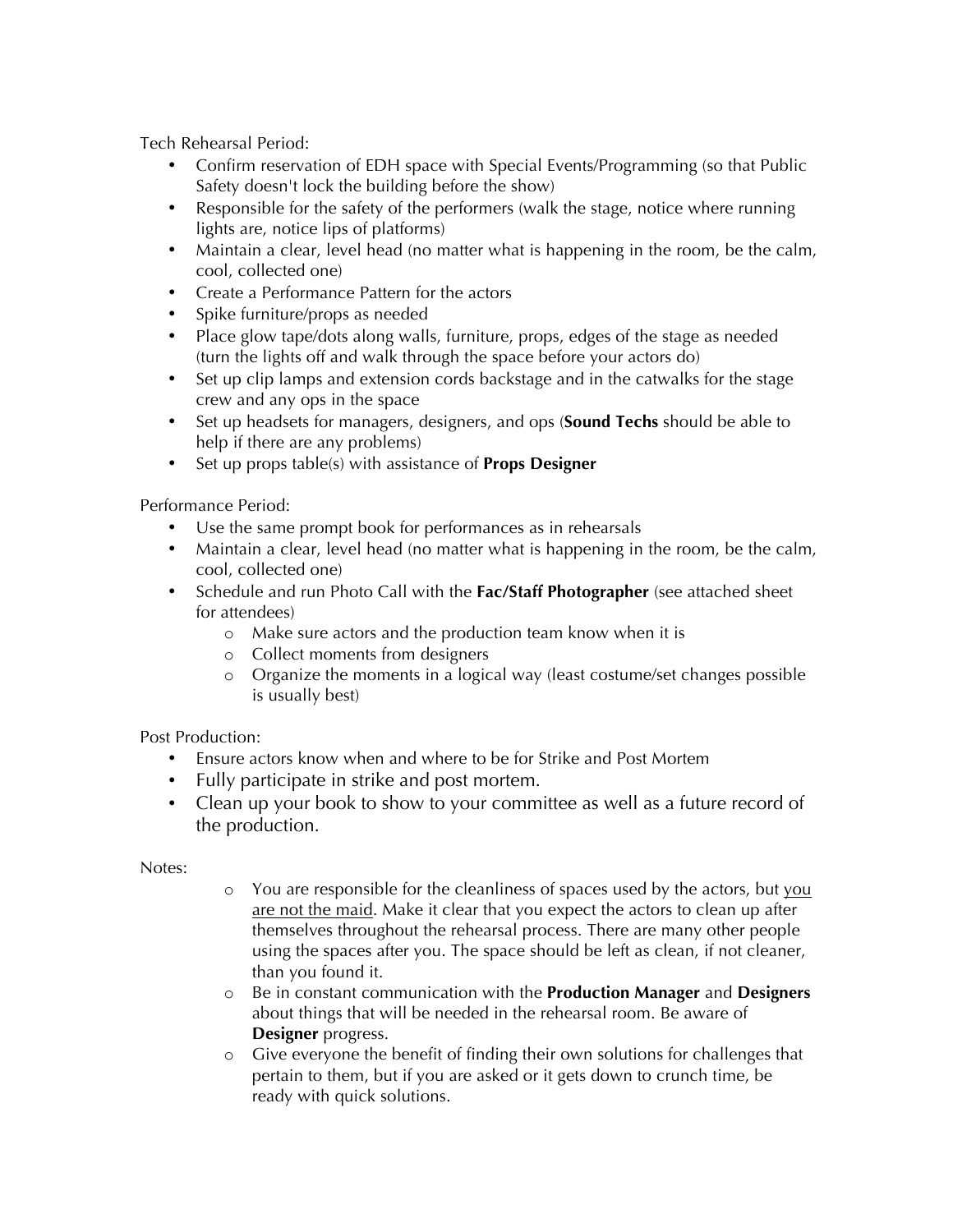Tech Rehearsal Period:

- Confirm reservation of EDH space with Special Events/Programming (so that Public Safety doesn't lock the building before the show)
- Responsible for the safety of the performers (walk the stage, notice where running lights are, notice lips of platforms)
- Maintain a clear, level head (no matter what is happening in the room, be the calm, cool, collected one)
- Create a Performance Pattern for the actors
- Spike furniture/props as needed
- Place glow tape/dots along walls, furniture, props, edges of the stage as needed (turn the lights off and walk through the space before your actors do)
- Set up clip lamps and extension cords backstage and in the catwalks for the stage crew and any ops in the space
- Set up headsets for managers, designers, and ops (**Sound Techs** should be able to help if there are any problems)
- Set up props table(s) with assistance of **Props Designer**

Performance Period:

- Use the same prompt book for performances as in rehearsals
- Maintain a clear, level head (no matter what is happening in the room, be the calm, cool, collected one)
- Schedule and run Photo Call with the **Fac/Staff Photographer** (see attached sheet for attendees)
    - Make sure actors and the production team know when it is
    - Collect moments from designers
    - Organize the moments in a logical way (least costume/set changes possible is usually best)

Post Production:

- Ensure actors know when and where to be for Strike and Post Mortem
- Fully participate in strike and post mortem.
- Clean up your book to show to your committee as well as a future record of the production.

Notes:

- You are responsible for the cleanliness of spaces used by the actors, but <u>you are not the maid</u>. Make it clear that you expect the actors to clean up after themselves throughout the rehearsal process. There are many other people using the spaces after you. The space should be left as clean, if not cleaner, than you found it.
- Be in constant communication with the **Production Manager** and **Designers** about things that will be needed in the rehearsal room. Be aware of **Designer** progress.
- Give everyone the benefit of finding their own solutions for challenges that pertain to them, but if you are asked or it gets down to crunch time, be ready with quick solutions.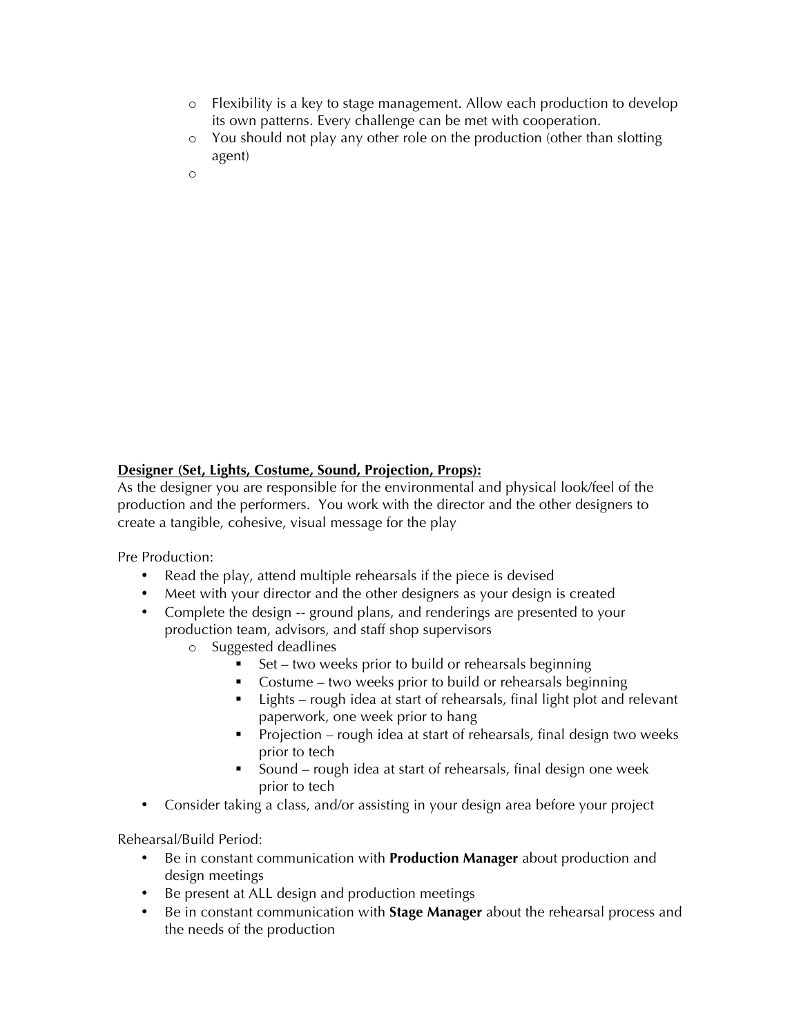- Flexibility is a key to stage management. Allow each production to develop its own patterns. Every challenge can be met with cooperation.
- You should not play any other role on the production (other than slotting agent)
-

**Designer (Set, Lights, Costume, Sound, Projection, Props):**

As the designer you are responsible for the environmental and physical look/feel of the production and the performers. You work with the director and the other designers to create a tangible, cohesive, visual message for the play

Pre Production:

- Read the play, attend multiple rehearsals if the piece is devised
- Meet with your director and the other designers as your design is created
- Complete the design -- ground plans, and renderings are presented to your production team, advisors, and staff shop supervisors
  - Suggested deadlines
    - Set – two weeks prior to build or rehearsals beginning
    - Costume – two weeks prior to build or rehearsals beginning
    - Lights – rough idea at start of rehearsals, final light plot and relevant paperwork, one week prior to hang
    - Projection – rough idea at start of rehearsals, final design two weeks prior to tech
    - Sound – rough idea at start of rehearsals, final design one week prior to tech
- Consider taking a class, and/or assisting in your design area before your project

Rehearsal/Build Period:

- Be in constant communication with **Production Manager** about production and design meetings
- Be present at ALL design and production meetings
- Be in constant communication with **Stage Manager** about the rehearsal process and the needs of the production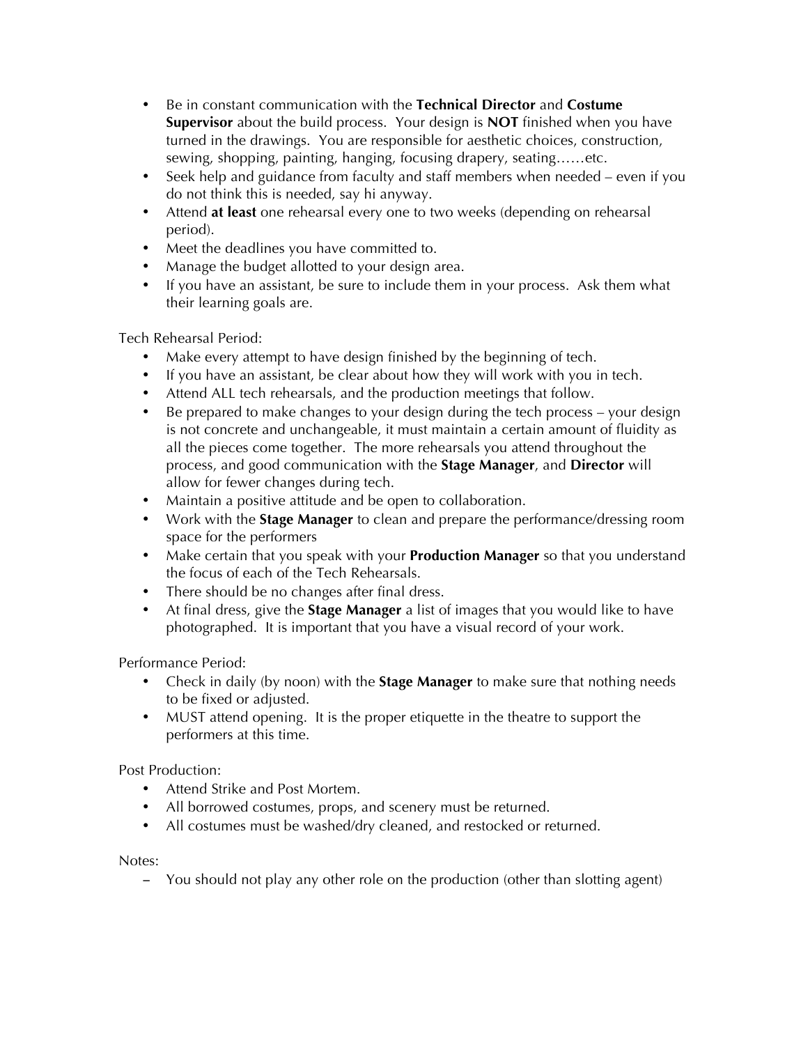- Be in constant communication with the **Technical Director** and **Costume Supervisor** about the build process. Your design is **NOT** finished when you have turned in the drawings. You are responsible for aesthetic choices, construction, sewing, shopping, painting, hanging, focusing drapery, seating……etc.
- Seek help and guidance from faculty and staff members when needed – even if you do not think this is needed, say hi anyway.
- Attend **at least** one rehearsal every one to two weeks (depending on rehearsal period).
- Meet the deadlines you have committed to.
- Manage the budget allotted to your design area.
- If you have an assistant, be sure to include them in your process. Ask them what their learning goals are.

Tech Rehearsal Period:

- Make every attempt to have design finished by the beginning of tech.
- If you have an assistant, be clear about how they will work with you in tech.
- Attend ALL tech rehearsals, and the production meetings that follow.
- Be prepared to make changes to your design during the tech process – your design is not concrete and unchangeable, it must maintain a certain amount of fluidity as all the pieces come together. The more rehearsals you attend throughout the process, and good communication with the **Stage Manager**, and **Director** will allow for fewer changes during tech.
- Maintain a positive attitude and be open to collaboration.
- Work with the **Stage Manager** to clean and prepare the performance/dressing room space for the performers
- Make certain that you speak with your **Production Manager** so that you understand the focus of each of the Tech Rehearsals.
- There should be no changes after final dress.
- At final dress, give the **Stage Manager** a list of images that you would like to have photographed. It is important that you have a visual record of your work.

Performance Period:

- Check in daily (by noon) with the **Stage Manager** to make sure that nothing needs to be fixed or adjusted.
- MUST attend opening. It is the proper etiquette in the theatre to support the performers at this time.

Post Production:

- Attend Strike and Post Mortem.
- All borrowed costumes, props, and scenery must be returned.
- All costumes must be washed/dry cleaned, and restocked or returned.

Notes:

- You should not play any other role on the production (other than slotting agent)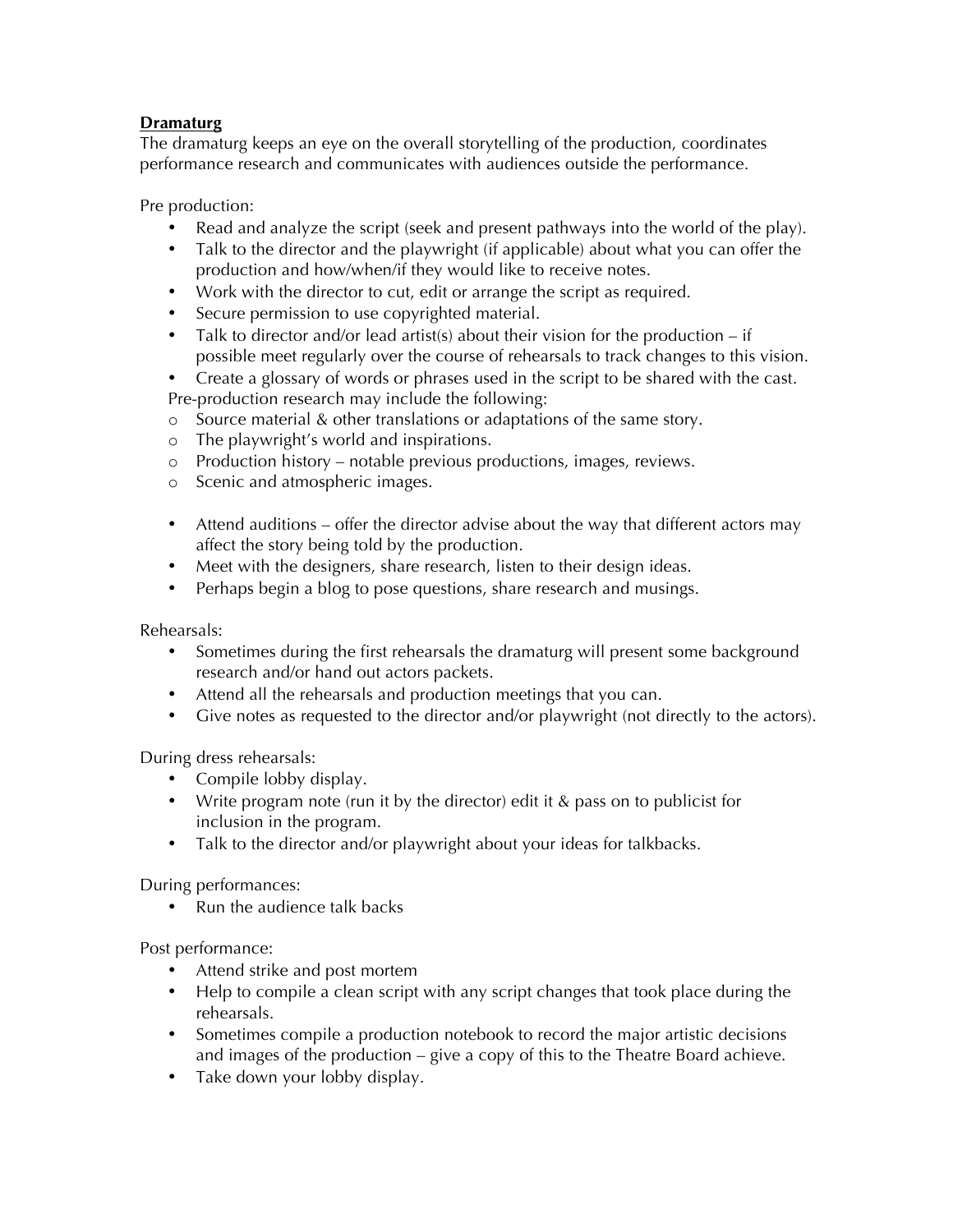**Dramaturg**

The dramaturg keeps an eye on the overall storytelling of the production, coordinates performance research and communicates with audiences outside the performance.

Pre production:

- Read and analyze the script (seek and present pathways into the world of the play).
- Talk to the director and the playwright (if applicable) about what you can offer the production and how/when/if they would like to receive notes.
- Work with the director to cut, edit or arrange the script as required.
- Secure permission to use copyrighted material.
- Talk to director and/or lead artist(s) about their vision for the production – if possible meet regularly over the course of rehearsals to track changes to this vision.
- Create a glossary of words or phrases used in the script to be shared with the cast.

Pre-production research may include the following:

- Source material & other translations or adaptations of the same story.
- The playwright's world and inspirations.
- Production history – notable previous productions, images, reviews.
- Scenic and atmospheric images.

- Attend auditions – offer the director advise about the way that different actors may affect the story being told by the production.
- Meet with the designers, share research, listen to their design ideas.
- Perhaps begin a blog to pose questions, share research and musings.

Rehearsals:

- Sometimes during the first rehearsals the dramaturg will present some background research and/or hand out actors packets.
- Attend all the rehearsals and production meetings that you can.
- Give notes as requested to the director and/or playwright (not directly to the actors).

During dress rehearsals:

- Compile lobby display.
- Write program note (run it by the director) edit it & pass on to publicist for inclusion in the program.
- Talk to the director and/or playwright about your ideas for talkbacks.

During performances:

- Run the audience talk backs

Post performance:

- Attend strike and post mortem
- Help to compile a clean script with any script changes that took place during the rehearsals.
- Sometimes compile a production notebook to record the major artistic decisions and images of the production – give a copy of this to the Theatre Board achieve.
- Take down your lobby display.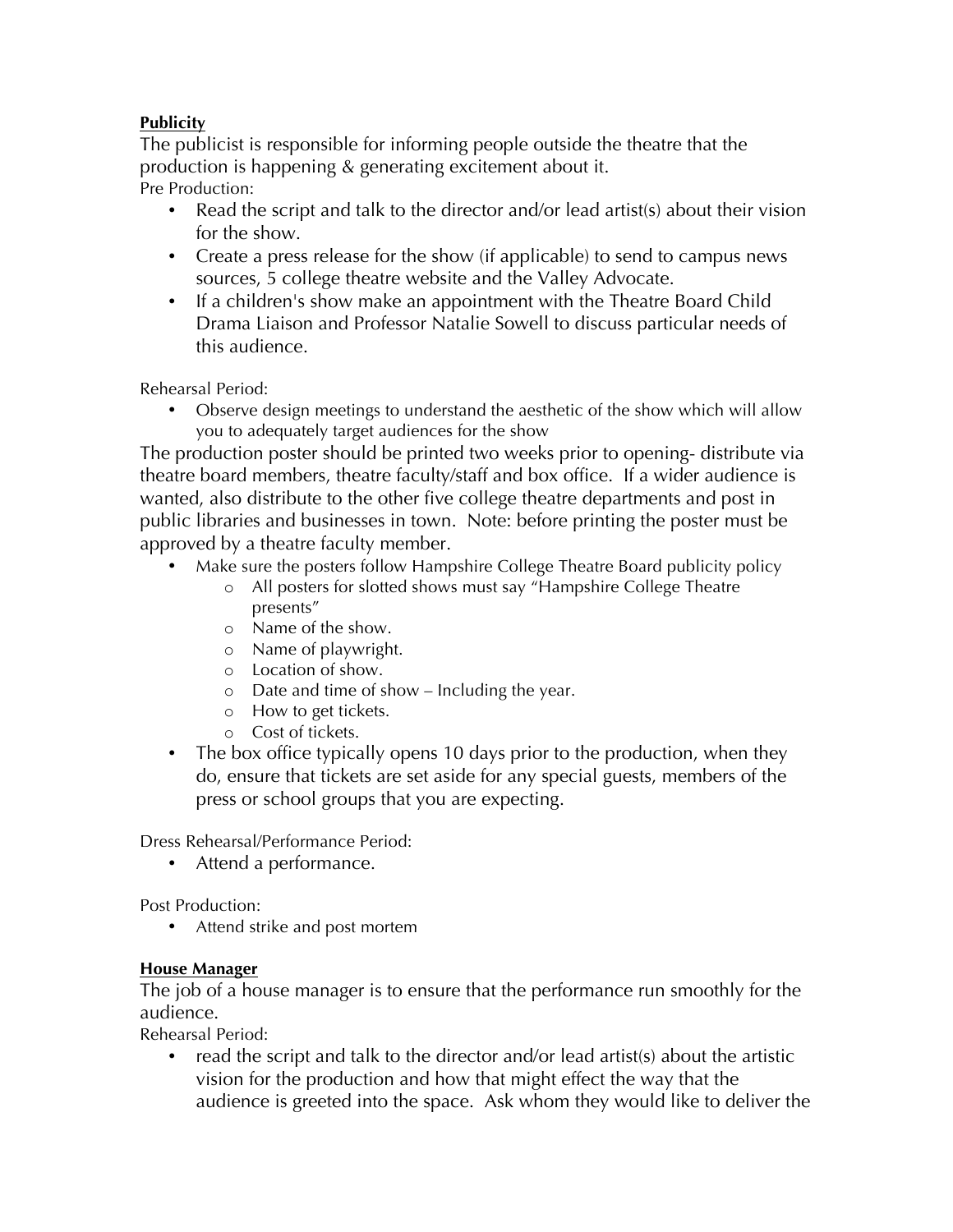**Publicity**

The publicist is responsible for informing people outside the theatre that the production is happening & generating excitement about it.

Pre Production:

- Read the script and talk to the director and/or lead artist(s) about their vision for the show.
- Create a press release for the show (if applicable) to send to campus news sources, 5 college theatre website and the Valley Advocate.
- If a children's show make an appointment with the Theatre Board Child Drama Liaison and Professor Natalie Sowell to discuss particular needs of this audience.

Rehearsal Period:

- Observe design meetings to understand the aesthetic of the show which will allow you to adequately target audiences for the show

The production poster should be printed two weeks prior to opening- distribute via theatre board members, theatre faculty/staff and box office. If a wider audience is wanted, also distribute to the other five college theatre departments and post in public libraries and businesses in town. Note: before printing the poster must be approved by a theatre faculty member.

- Make sure the posters follow Hampshire College Theatre Board publicity policy
  - All posters for slotted shows must say "Hampshire College Theatre presents"
  - Name of the show.
  - Name of playwright.
  - Location of show.
  - Date and time of show – Including the year.
  - How to get tickets.
  - Cost of tickets.
- The box office typically opens 10 days prior to the production, when they do, ensure that tickets are set aside for any special guests, members of the press or school groups that you are expecting.

Dress Rehearsal/Performance Period:

- Attend a performance.

Post Production:

- Attend strike and post mortem

**House Manager**

The job of a house manager is to ensure that the performance run smoothly for the audience.

Rehearsal Period:

- read the script and talk to the director and/or lead artist(s) about the artistic vision for the production and how that might effect the way that the audience is greeted into the space. Ask whom they would like to deliver the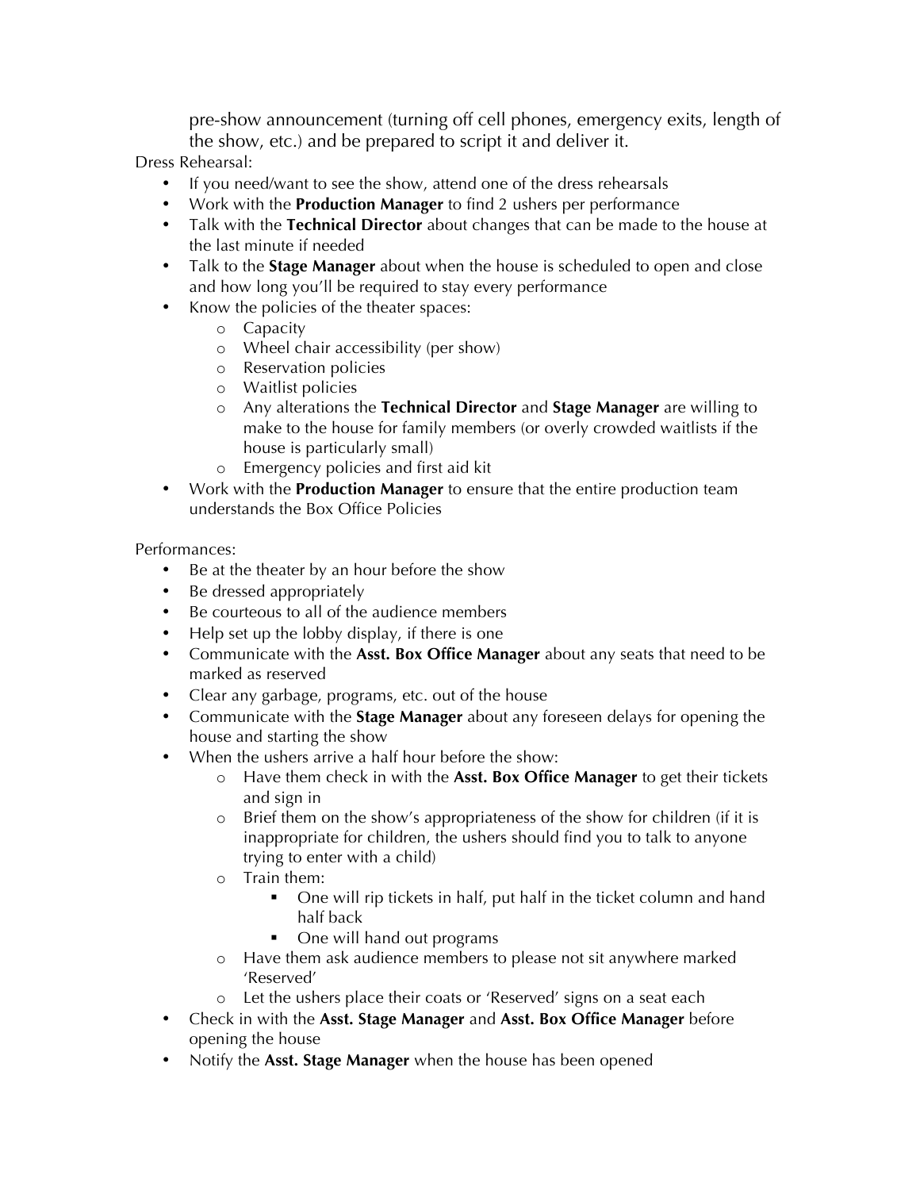pre-show announcement (turning off cell phones, emergency exits, length of the show, etc.) and be prepared to script it and deliver it.

Dress Rehearsal:

- If you need/want to see the show, attend one of the dress rehearsals
- Work with the **Production Manager** to find 2 ushers per performance
- Talk with the **Technical Director** about changes that can be made to the house at the last minute if needed
- Talk to the **Stage Manager** about when the house is scheduled to open and close and how long you'll be required to stay every performance
- Know the policies of the theater spaces:
    - Capacity
    - Wheel chair accessibility (per show)
    - Reservation policies
    - Waitlist policies
    - Any alterations the **Technical Director** and **Stage Manager** are willing to make to the house for family members (or overly crowded waitlists if the house is particularly small)
    - Emergency policies and first aid kit
- Work with the **Production Manager** to ensure that the entire production team understands the Box Office Policies

Performances:

- Be at the theater by an hour before the show
- Be dressed appropriately
- Be courteous to all of the audience members
- Help set up the lobby display, if there is one
- Communicate with the **Asst. Box Office Manager** about any seats that need to be marked as reserved
- Clear any garbage, programs, etc. out of the house
- Communicate with the **Stage Manager** about any foreseen delays for opening the house and starting the show
- When the ushers arrive a half hour before the show:
    - Have them check in with the **Asst. Box Office Manager** to get their tickets and sign in
    - Brief them on the show's appropriateness of the show for children (if it is inappropriate for children, the ushers should find you to talk to anyone trying to enter with a child)
    - Train them:
        - One will rip tickets in half, put half in the ticket column and hand half back
        - One will hand out programs
    - Have them ask audience members to please not sit anywhere marked 'Reserved'
    - Let the ushers place their coats or 'Reserved' signs on a seat each
- Check in with the **Asst. Stage Manager** and **Asst. Box Office Manager** before opening the house
- Notify the **Asst. Stage Manager** when the house has been opened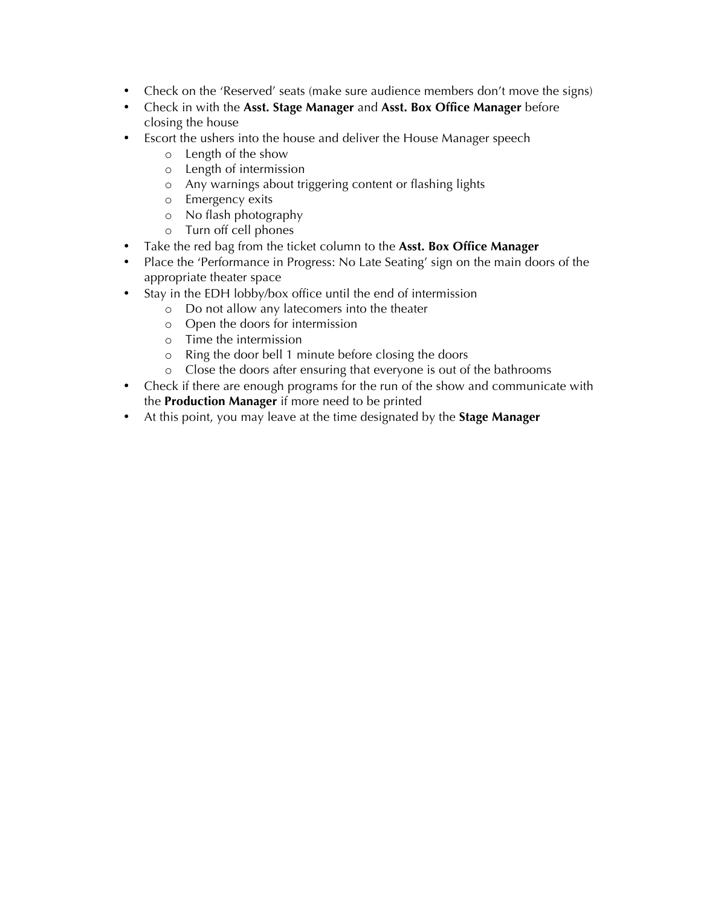- Check on the 'Reserved' seats (make sure audience members don't move the signs)
- Check in with the **Asst. Stage Manager** and **Asst. Box Office Manager** before closing the house
- Escort the ushers into the house and deliver the House Manager speech
    - Length of the show
    - Length of intermission
    - Any warnings about triggering content or flashing lights
    - Emergency exits
    - No flash photography
    - Turn off cell phones
- Take the red bag from the ticket column to the **Asst. Box Office Manager**
- Place the 'Performance in Progress: No Late Seating' sign on the main doors of the appropriate theater space
- Stay in the EDH lobby/box office until the end of intermission
    - Do not allow any latecomers into the theater
    - Open the doors for intermission
    - Time the intermission
    - Ring the door bell 1 minute before closing the doors
    - Close the doors after ensuring that everyone is out of the bathrooms
- Check if there are enough programs for the run of the show and communicate with the **Production Manager** if more need to be printed
- At this point, you may leave at the time designated by the **Stage Manager**